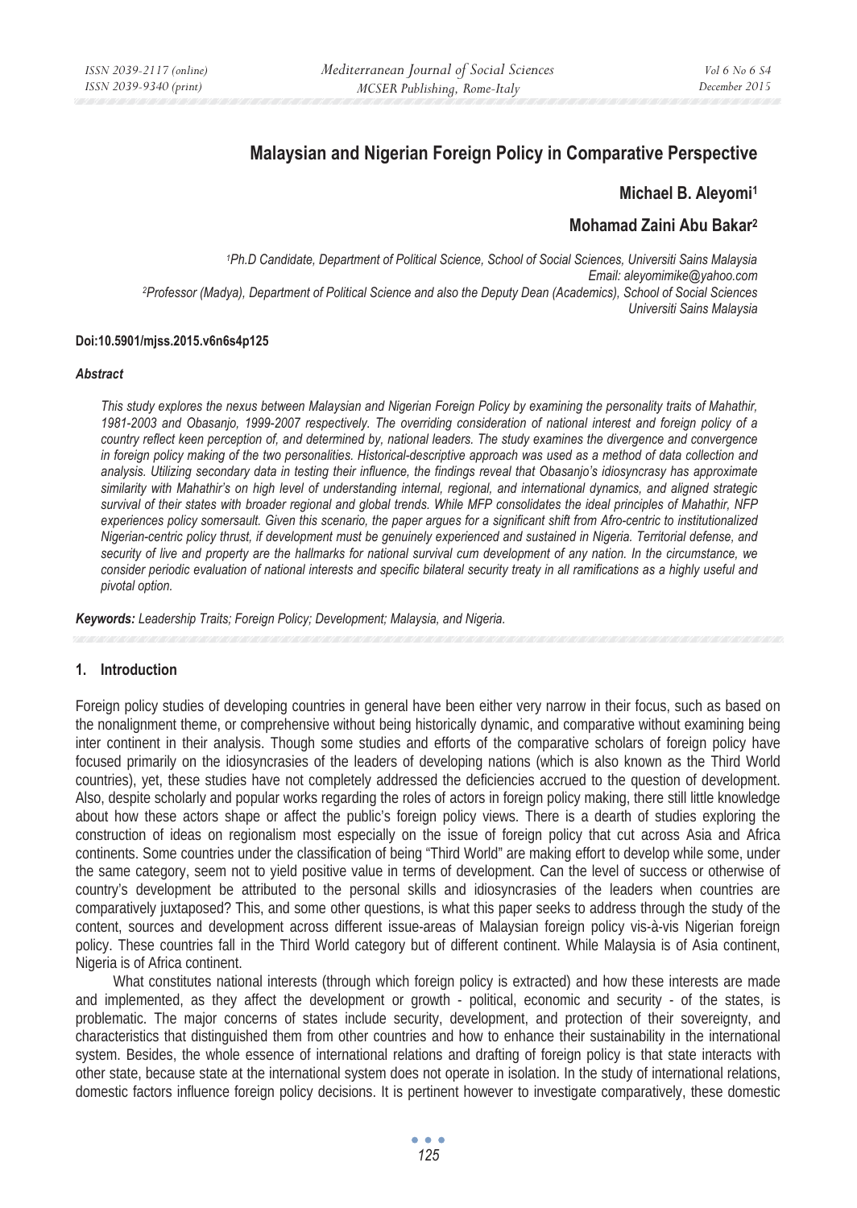# Malaysian and Nigerian Foreign Policy in Comparative Perspective

**Michael B. Aleyomi**[1]

**Mohamad Zaini Abu Bakar**[2]

*[1]Ph.D Candidate, Department of Political Science, School of Social Sciences, Universiti Sains Malaysia*
*Email: aleyomimike@yahoo.com*
*[2]Professor (Madya), Department of Political Science and also the Deputy Dean (Academics), School of Social Sciences*
*Universiti Sains Malaysia*

**Doi:10.5901/mjss.2015.v6n6s4p125**

#### *Abstract*

*This study explores the nexus between Malaysian and Nigerian Foreign Policy by examining the personality traits of Mahathir, 1981-2003 and Obasanjo, 1999-2007 respectively. The overriding consideration of national interest and foreign policy of a country reflect keen perception of, and determined by, national leaders. The study examines the divergence and convergence in foreign policy making of the two personalities. Historical-descriptive approach was used as a method of data collection and analysis. Utilizing secondary data in testing their influence, the findings reveal that Obasanjo's idiosyncrasy has approximate similarity with Mahathir's on high level of understanding internal, regional, and international dynamics, and aligned strategic survival of their states with broader regional and global trends. While MFP consolidates the ideal principles of Mahathir, NFP experiences policy somersault. Given this scenario, the paper argues for a significant shift from Afro-centric to institutionalized Nigerian-centric policy thrust, if development must be genuinely experienced and sustained in Nigeria. Territorial defense, and security of live and property are the hallmarks for national survival cum development of any nation. In the circumstance, we consider periodic evaluation of national interests and specific bilateral security treaty in all ramifications as a highly useful and pivotal option.*

***Keywords:** Leadership Traits; Foreign Policy; Development; Malaysia, and Nigeria.*

## 1. Introduction

Foreign policy studies of developing countries in general have been either very narrow in their focus, such as based on the nonalignment theme, or comprehensive without being historically dynamic, and comparative without examining being inter continent in their analysis. Though some studies and efforts of the comparative scholars of foreign policy have focused primarily on the idiosyncrasies of the leaders of developing nations (which is also known as the Third World countries), yet, these studies have not completely addressed the deficiencies accrued to the question of development. Also, despite scholarly and popular works regarding the roles of actors in foreign policy making, there still little knowledge about how these actors shape or affect the public's foreign policy views. There is a dearth of studies exploring the construction of ideas on regionalism most especially on the issue of foreign policy that cut across Asia and Africa continents. Some countries under the classification of being "Third World" are making effort to develop while some, under the same category, seem not to yield positive value in terms of development. Can the level of success or otherwise of country's development be attributed to the personal skills and idiosyncrasies of the leaders when countries are comparatively juxtaposed? This, and some other questions, is what this paper seeks to address through the study of the content, sources and development across different issue-areas of Malaysian foreign policy vis-à-vis Nigerian foreign policy. These countries fall in the Third World category but of different continent. While Malaysia is of Asia continent, Nigeria is of Africa continent.

What constitutes national interests (through which foreign policy is extracted) and how these interests are made and implemented, as they affect the development or growth - political, economic and security - of the states, is problematic. The major concerns of states include security, development, and protection of their sovereignty, and characteristics that distinguished them from other countries and how to enhance their sustainability in the international system. Besides, the whole essence of international relations and drafting of foreign policy is that state interacts with other state, because state at the international system does not operate in isolation. In the study of international relations, domestic factors influence foreign policy decisions. It is pertinent however to investigate comparatively, these domestic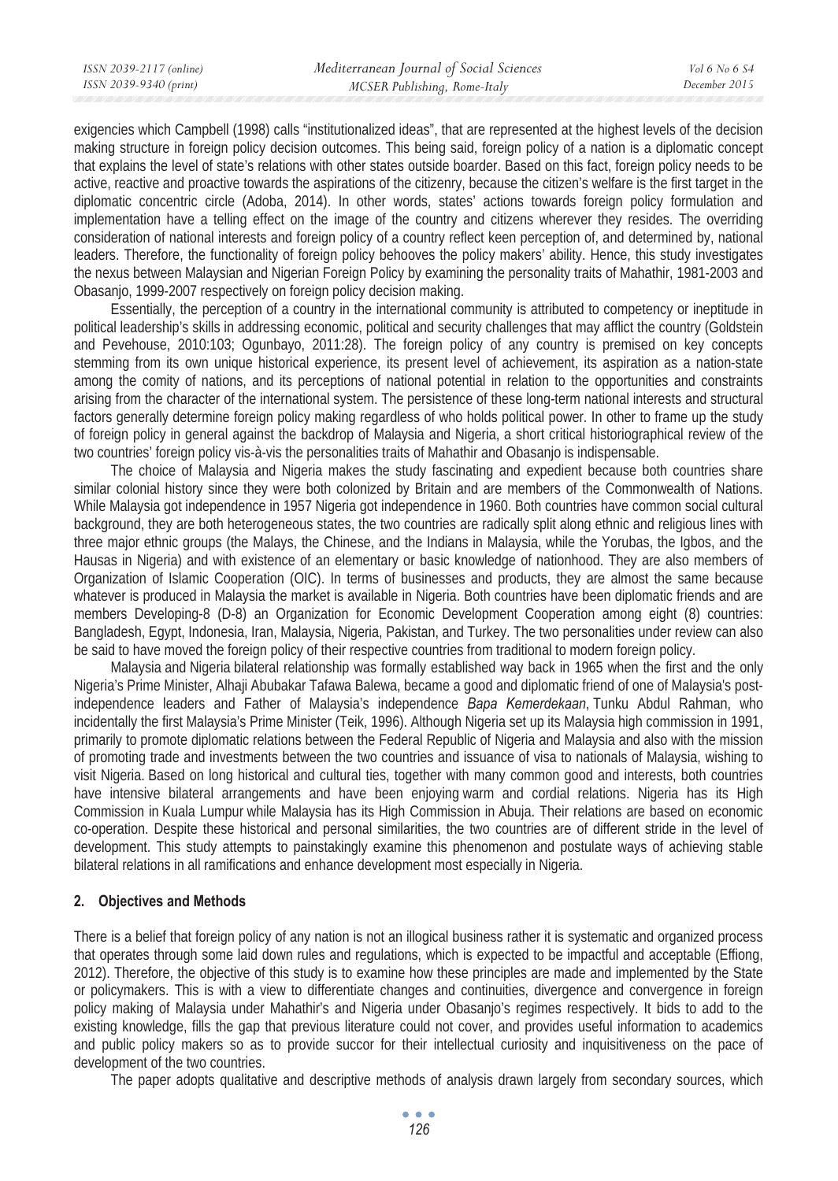exigencies which Campbell (1998) calls "institutionalized ideas", that are represented at the highest levels of the decision making structure in foreign policy decision outcomes. This being said, foreign policy of a nation is a diplomatic concept that explains the level of state's relations with other states outside boarder. Based on this fact, foreign policy needs to be active, reactive and proactive towards the aspirations of the citizenry, because the citizen's welfare is the first target in the diplomatic concentric circle (Adoba, 2014). In other words, states' actions towards foreign policy formulation and implementation have a telling effect on the image of the country and citizens wherever they resides. The overriding consideration of national interests and foreign policy of a country reflect keen perception of, and determined by, national leaders. Therefore, the functionality of foreign policy behooves the policy makers' ability. Hence, this study investigates the nexus between Malaysian and Nigerian Foreign Policy by examining the personality traits of Mahathir, 1981-2003 and Obasanjo, 1999-2007 respectively on foreign policy decision making.

Essentially, the perception of a country in the international community is attributed to competency or ineptitude in political leadership's skills in addressing economic, political and security challenges that may afflict the country (Goldstein and Pevehouse, 2010:103; Ogunbayo, 2011:28). The foreign policy of any country is premised on key concepts stemming from its own unique historical experience, its present level of achievement, its aspiration as a nation-state among the comity of nations, and its perceptions of national potential in relation to the opportunities and constraints arising from the character of the international system. The persistence of these long-term national interests and structural factors generally determine foreign policy making regardless of who holds political power. In other to frame up the study of foreign policy in general against the backdrop of Malaysia and Nigeria, a short critical historiographical review of the two countries' foreign policy vis-à-vis the personalities traits of Mahathir and Obasanjo is indispensable.

The choice of Malaysia and Nigeria makes the study fascinating and expedient because both countries share similar colonial history since they were both colonized by Britain and are members of the Commonwealth of Nations. While Malaysia got independence in 1957 Nigeria got independence in 1960. Both countries have common social cultural background, they are both heterogeneous states, the two countries are radically split along ethnic and religious lines with three major ethnic groups (the Malays, the Chinese, and the Indians in Malaysia, while the Yorubas, the Igbos, and the Hausas in Nigeria) and with existence of an elementary or basic knowledge of nationhood. They are also members of Organization of Islamic Cooperation (OIC). In terms of businesses and products, they are almost the same because whatever is produced in Malaysia the market is available in Nigeria. Both countries have been diplomatic friends and are members Developing-8 (D-8) an Organization for Economic Development Cooperation among eight (8) countries: Bangladesh, Egypt, Indonesia, Iran, Malaysia, Nigeria, Pakistan, and Turkey. The two personalities under review can also be said to have moved the foreign policy of their respective countries from traditional to modern foreign policy.

Malaysia and Nigeria bilateral relationship was formally established way back in 1965 when the first and the only Nigeria's Prime Minister, Alhaji Abubakar Tafawa Balewa, became a good and diplomatic friend of one of Malaysia's post-independence leaders and Father of Malaysia's independence *Bapa Kemerdekaan*, Tunku Abdul Rahman, who incidentally the first Malaysia's Prime Minister (Teik, 1996). Although Nigeria set up its Malaysia high commission in 1991, primarily to promote diplomatic relations between the Federal Republic of Nigeria and Malaysia and also with the mission of promoting trade and investments between the two countries and issuance of visa to nationals of Malaysia, wishing to visit Nigeria. Based on long historical and cultural ties, together with many common good and interests, both countries have intensive bilateral arrangements and have been enjoying warm and cordial relations. Nigeria has its High Commission in Kuala Lumpur while Malaysia has its High Commission in Abuja. Their relations are based on economic co-operation. Despite these historical and personal similarities, the two countries are of different stride in the level of development. This study attempts to painstakingly examine this phenomenon and postulate ways of achieving stable bilateral relations in all ramifications and enhance development most especially in Nigeria.

## 2. Objectives and Methods

There is a belief that foreign policy of any nation is not an illogical business rather it is systematic and organized process that operates through some laid down rules and regulations, which is expected to be impactful and acceptable (Effiong, 2012). Therefore, the objective of this study is to examine how these principles are made and implemented by the State or policymakers. This is with a view to differentiate changes and continuities, divergence and convergence in foreign policy making of Malaysia under Mahathir's and Nigeria under Obasanjo's regimes respectively. It bids to add to the existing knowledge, fills the gap that previous literature could not cover, and provides useful information to academics and public policy makers so as to provide succor for their intellectual curiosity and inquisitiveness on the pace of development of the two countries.

The paper adopts qualitative and descriptive methods of analysis drawn largely from secondary sources, which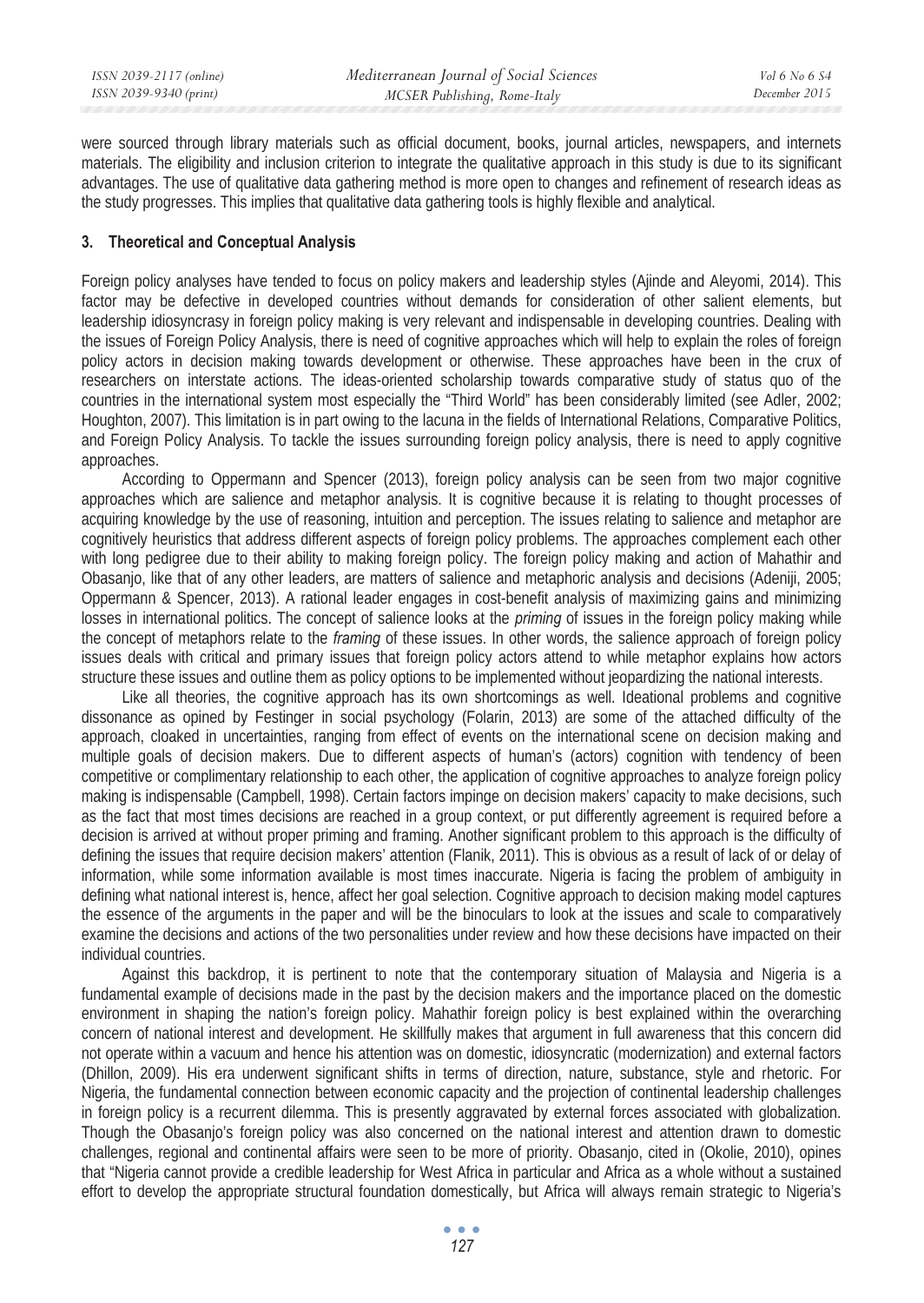were sourced through library materials such as official document, books, journal articles, newspapers, and internets materials. The eligibility and inclusion criterion to integrate the qualitative approach in this study is due to its significant advantages. The use of qualitative data gathering method is more open to changes and refinement of research ideas as the study progresses. This implies that qualitative data gathering tools is highly flexible and analytical.

## 3. Theoretical and Conceptual Analysis

Foreign policy analyses have tended to focus on policy makers and leadership styles (Ajinde and Aleyomi, 2014). This factor may be defective in developed countries without demands for consideration of other salient elements, but leadership idiosyncrasy in foreign policy making is very relevant and indispensable in developing countries. Dealing with the issues of Foreign Policy Analysis, there is need of cognitive approaches which will help to explain the roles of foreign policy actors in decision making towards development or otherwise. These approaches have been in the crux of researchers on interstate actions. The ideas-oriented scholarship towards comparative study of status quo of the countries in the international system most especially the "Third World" has been considerably limited (see Adler, 2002; Houghton, 2007). This limitation is in part owing to the lacuna in the fields of International Relations, Comparative Politics, and Foreign Policy Analysis. To tackle the issues surrounding foreign policy analysis, there is need to apply cognitive approaches.

According to Oppermann and Spencer (2013), foreign policy analysis can be seen from two major cognitive approaches which are salience and metaphor analysis. It is cognitive because it is relating to thought processes of acquiring knowledge by the use of reasoning, intuition and perception. The issues relating to salience and metaphor are cognitively heuristics that address different aspects of foreign policy problems. The approaches complement each other with long pedigree due to their ability to making foreign policy. The foreign policy making and action of Mahathir and Obasanjo, like that of any other leaders, are matters of salience and metaphoric analysis and decisions (Adeniji, 2005; Oppermann & Spencer, 2013). A rational leader engages in cost-benefit analysis of maximizing gains and minimizing losses in international politics. The concept of salience looks at the *priming* of issues in the foreign policy making while the concept of metaphors relate to the *framing* of these issues. In other words, the salience approach of foreign policy issues deals with critical and primary issues that foreign policy actors attend to while metaphor explains how actors structure these issues and outline them as policy options to be implemented without jeopardizing the national interests.

Like all theories, the cognitive approach has its own shortcomings as well. Ideational problems and cognitive dissonance as opined by Festinger in social psychology (Folarin, 2013) are some of the attached difficulty of the approach, cloaked in uncertainties, ranging from effect of events on the international scene on decision making and multiple goals of decision makers. Due to different aspects of human's (actors) cognition with tendency of been competitive or complimentary relationship to each other, the application of cognitive approaches to analyze foreign policy making is indispensable (Campbell, 1998). Certain factors impinge on decision makers' capacity to make decisions, such as the fact that most times decisions are reached in a group context, or put differently agreement is required before a decision is arrived at without proper priming and framing. Another significant problem to this approach is the difficulty of defining the issues that require decision makers' attention (Flanik, 2011). This is obvious as a result of lack of or delay of information, while some information available is most times inaccurate. Nigeria is facing the problem of ambiguity in defining what national interest is, hence, affect her goal selection. Cognitive approach to decision making model captures the essence of the arguments in the paper and will be the binoculars to look at the issues and scale to comparatively examine the decisions and actions of the two personalities under review and how these decisions have impacted on their individual countries.

Against this backdrop, it is pertinent to note that the contemporary situation of Malaysia and Nigeria is a fundamental example of decisions made in the past by the decision makers and the importance placed on the domestic environment in shaping the nation's foreign policy. Mahathir foreign policy is best explained within the overarching concern of national interest and development. He skillfully makes that argument in full awareness that this concern did not operate within a vacuum and hence his attention was on domestic, idiosyncratic (modernization) and external factors (Dhillon, 2009). His era underwent significant shifts in terms of direction, nature, substance, style and rhetoric. For Nigeria, the fundamental connection between economic capacity and the projection of continental leadership challenges in foreign policy is a recurrent dilemma. This is presently aggravated by external forces associated with globalization. Though the Obasanjo's foreign policy was also concerned on the national interest and attention drawn to domestic challenges, regional and continental affairs were seen to be more of priority. Obasanjo, cited in (Okolie, 2010), opines that "Nigeria cannot provide a credible leadership for West Africa in particular and Africa as a whole without a sustained effort to develop the appropriate structural foundation domestically, but Africa will always remain strategic to Nigeria's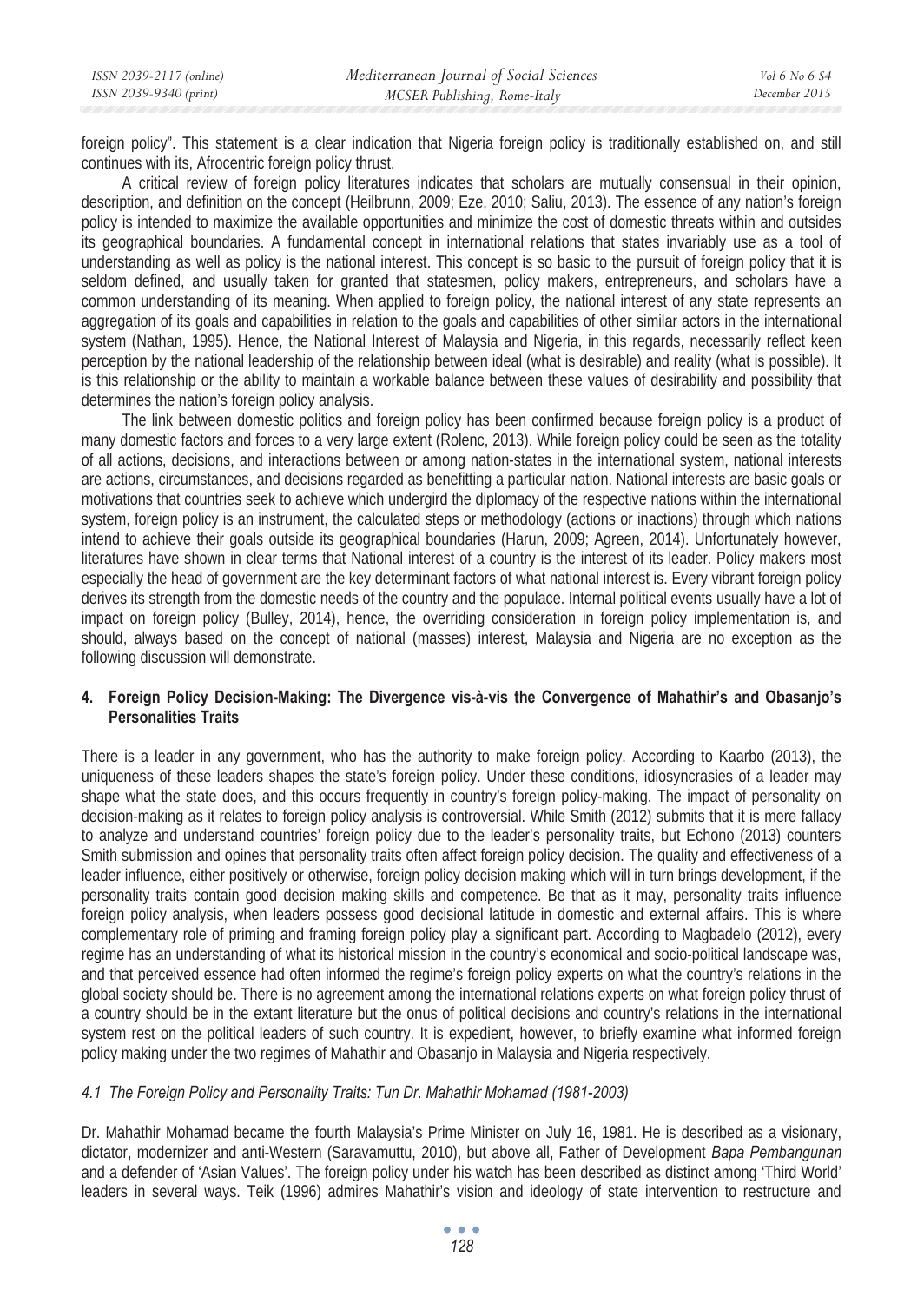foreign policy". This statement is a clear indication that Nigeria foreign policy is traditionally established on, and still continues with its, Afrocentric foreign policy thrust.

A critical review of foreign policy literatures indicates that scholars are mutually consensual in their opinion, description, and definition on the concept (Heilbrunn, 2009; Eze, 2010; Saliu, 2013). The essence of any nation's foreign policy is intended to maximize the available opportunities and minimize the cost of domestic threats within and outsides its geographical boundaries. A fundamental concept in international relations that states invariably use as a tool of understanding as well as policy is the national interest. This concept is so basic to the pursuit of foreign policy that it is seldom defined, and usually taken for granted that statesmen, policy makers, entrepreneurs, and scholars have a common understanding of its meaning. When applied to foreign policy, the national interest of any state represents an aggregation of its goals and capabilities in relation to the goals and capabilities of other similar actors in the international system (Nathan, 1995). Hence, the National Interest of Malaysia and Nigeria, in this regards, necessarily reflect keen perception by the national leadership of the relationship between ideal (what is desirable) and reality (what is possible). It is this relationship or the ability to maintain a workable balance between these values of desirability and possibility that determines the nation's foreign policy analysis.

The link between domestic politics and foreign policy has been confirmed because foreign policy is a product of many domestic factors and forces to a very large extent (Rolenc, 2013). While foreign policy could be seen as the totality of all actions, decisions, and interactions between or among nation-states in the international system, national interests are actions, circumstances, and decisions regarded as benefitting a particular nation. National interests are basic goals or motivations that countries seek to achieve which undergird the diplomacy of the respective nations within the international system, foreign policy is an instrument, the calculated steps or methodology (actions or inactions) through which nations intend to achieve their goals outside its geographical boundaries (Harun, 2009; Agreen, 2014). Unfortunately however, literatures have shown in clear terms that National interest of a country is the interest of its leader. Policy makers most especially the head of government are the key determinant factors of what national interest is. Every vibrant foreign policy derives its strength from the domestic needs of the country and the populace. Internal political events usually have a lot of impact on foreign policy (Bulley, 2014), hence, the overriding consideration in foreign policy implementation is, and should, always based on the concept of national (masses) interest, Malaysia and Nigeria are no exception as the following discussion will demonstrate.

## 4. Foreign Policy Decision-Making: The Divergence vis-à-vis the Convergence of Mahathir's and Obasanjo's Personalities Traits

There is a leader in any government, who has the authority to make foreign policy. According to Kaarbo (2013), the uniqueness of these leaders shapes the state's foreign policy. Under these conditions, idiosyncrasies of a leader may shape what the state does, and this occurs frequently in country's foreign policy-making. The impact of personality on decision-making as it relates to foreign policy analysis is controversial. While Smith (2012) submits that it is mere fallacy to analyze and understand countries' foreign policy due to the leader's personality traits, but Echono (2013) counters Smith submission and opines that personality traits often affect foreign policy decision. The quality and effectiveness of a leader influence, either positively or otherwise, foreign policy decision making which will in turn brings development, if the personality traits contain good decision making skills and competence. Be that as it may, personality traits influence foreign policy analysis, when leaders possess good decisional latitude in domestic and external affairs. This is where complementary role of priming and framing foreign policy play a significant part. According to Magbadelo (2012), every regime has an understanding of what its historical mission in the country's economical and socio-political landscape was, and that perceived essence had often informed the regime's foreign policy experts on what the country's relations in the global society should be. There is no agreement among the international relations experts on what foreign policy thrust of a country should be in the extant literature but the onus of political decisions and country's relations in the international system rest on the political leaders of such country. It is expedient, however, to briefly examine what informed foreign policy making under the two regimes of Mahathir and Obasanjo in Malaysia and Nigeria respectively.

### *4.1 The Foreign Policy and Personality Traits: Tun Dr. Mahathir Mohamad (1981-2003)*

Dr. Mahathir Mohamad became the fourth Malaysia's Prime Minister on July 16, 1981. He is described as a visionary, dictator, modernizer and anti-Western (Saravamuttu, 2010), but above all, Father of Development *Bapa Pembangunan* and a defender of 'Asian Values'. The foreign policy under his watch has been described as distinct among 'Third World' leaders in several ways. Teik (1996) admires Mahathir's vision and ideology of state intervention to restructure and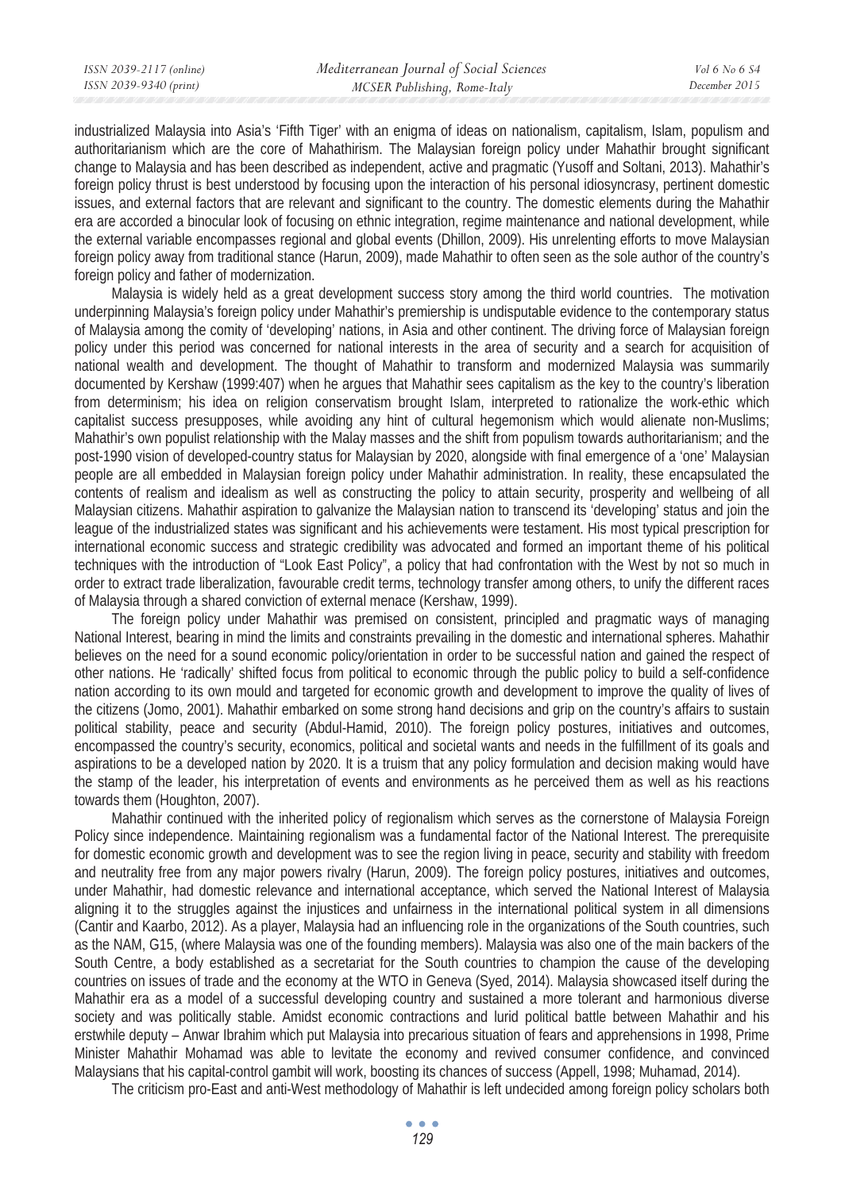industrialized Malaysia into Asia's 'Fifth Tiger' with an enigma of ideas on nationalism, capitalism, Islam, populism and authoritarianism which are the core of Mahathirism. The Malaysian foreign policy under Mahathir brought significant change to Malaysia and has been described as independent, active and pragmatic (Yusoff and Soltani, 2013). Mahathir's foreign policy thrust is best understood by focusing upon the interaction of his personal idiosyncrasy, pertinent domestic issues, and external factors that are relevant and significant to the country. The domestic elements during the Mahathir era are accorded a binocular look of focusing on ethnic integration, regime maintenance and national development, while the external variable encompasses regional and global events (Dhillon, 2009). His unrelenting efforts to move Malaysian foreign policy away from traditional stance (Harun, 2009), made Mahathir to often seen as the sole author of the country's foreign policy and father of modernization.

Malaysia is widely held as a great development success story among the third world countries. The motivation underpinning Malaysia's foreign policy under Mahathir's premiership is undisputable evidence to the contemporary status of Malaysia among the comity of 'developing' nations, in Asia and other continent. The driving force of Malaysian foreign policy under this period was concerned for national interests in the area of security and a search for acquisition of national wealth and development. The thought of Mahathir to transform and modernized Malaysia was summarily documented by Kershaw (1999:407) when he argues that Mahathir sees capitalism as the key to the country's liberation from determinism; his idea on religion conservatism brought Islam, interpreted to rationalize the work-ethic which capitalist success presupposes, while avoiding any hint of cultural hegemonism which would alienate non-Muslims; Mahathir's own populist relationship with the Malay masses and the shift from populism towards authoritarianism; and the post-1990 vision of developed-country status for Malaysian by 2020, alongside with final emergence of a 'one' Malaysian people are all embedded in Malaysian foreign policy under Mahathir administration. In reality, these encapsulated the contents of realism and idealism as well as constructing the policy to attain security, prosperity and wellbeing of all Malaysian citizens. Mahathir aspiration to galvanize the Malaysian nation to transcend its 'developing' status and join the league of the industrialized states was significant and his achievements were testament. His most typical prescription for international economic success and strategic credibility was advocated and formed an important theme of his political techniques with the introduction of "Look East Policy", a policy that had confrontation with the West by not so much in order to extract trade liberalization, favourable credit terms, technology transfer among others, to unify the different races of Malaysia through a shared conviction of external menace (Kershaw, 1999).

The foreign policy under Mahathir was premised on consistent, principled and pragmatic ways of managing National Interest, bearing in mind the limits and constraints prevailing in the domestic and international spheres. Mahathir believes on the need for a sound economic policy/orientation in order to be successful nation and gained the respect of other nations. He 'radically' shifted focus from political to economic through the public policy to build a self-confidence nation according to its own mould and targeted for economic growth and development to improve the quality of lives of the citizens (Jomo, 2001). Mahathir embarked on some strong hand decisions and grip on the country's affairs to sustain political stability, peace and security (Abdul-Hamid, 2010). The foreign policy postures, initiatives and outcomes, encompassed the country's security, economics, political and societal wants and needs in the fulfillment of its goals and aspirations to be a developed nation by 2020. It is a truism that any policy formulation and decision making would have the stamp of the leader, his interpretation of events and environments as he perceived them as well as his reactions towards them (Houghton, 2007).

Mahathir continued with the inherited policy of regionalism which serves as the cornerstone of Malaysia Foreign Policy since independence. Maintaining regionalism was a fundamental factor of the National Interest. The prerequisite for domestic economic growth and development was to see the region living in peace, security and stability with freedom and neutrality free from any major powers rivalry (Harun, 2009). The foreign policy postures, initiatives and outcomes, under Mahathir, had domestic relevance and international acceptance, which served the National Interest of Malaysia aligning it to the struggles against the injustices and unfairness in the international political system in all dimensions (Cantir and Kaarbo, 2012). As a player, Malaysia had an influencing role in the organizations of the South countries, such as the NAM, G15, (where Malaysia was one of the founding members). Malaysia was also one of the main backers of the South Centre, a body established as a secretariat for the South countries to champion the cause of the developing countries on issues of trade and the economy at the WTO in Geneva (Syed, 2014). Malaysia showcased itself during the Mahathir era as a model of a successful developing country and sustained a more tolerant and harmonious diverse society and was politically stable. Amidst economic contractions and lurid political battle between Mahathir and his erstwhile deputy – Anwar Ibrahim which put Malaysia into precarious situation of fears and apprehensions in 1998, Prime Minister Mahathir Mohamad was able to levitate the economy and revived consumer confidence, and convinced Malaysians that his capital-control gambit will work, boosting its chances of success (Appell, 1998; Muhamad, 2014).

The criticism pro-East and anti-West methodology of Mahathir is left undecided among foreign policy scholars both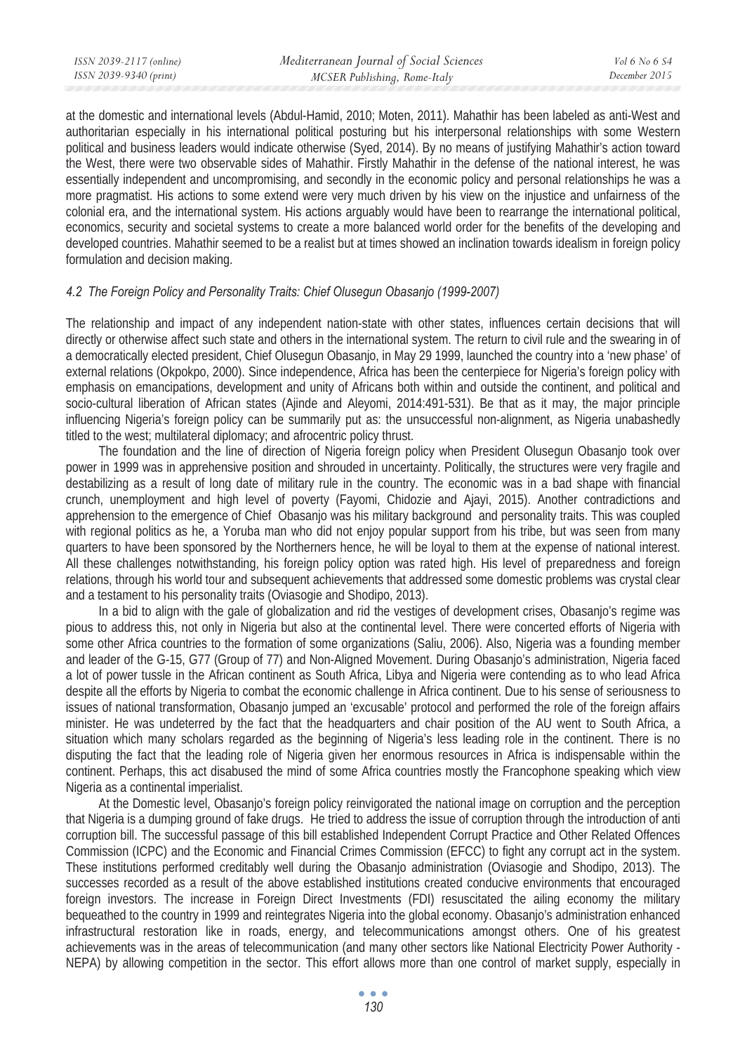at the domestic and international levels (Abdul-Hamid, 2010; Moten, 2011). Mahathir has been labeled as anti-West and authoritarian especially in his international political posturing but his interpersonal relationships with some Western political and business leaders would indicate otherwise (Syed, 2014). By no means of justifying Mahathir's action toward the West, there were two observable sides of Mahathir. Firstly Mahathir in the defense of the national interest, he was essentially independent and uncompromising, and secondly in the economic policy and personal relationships he was a more pragmatist. His actions to some extend were very much driven by his view on the injustice and unfairness of the colonial era, and the international system. His actions arguably would have been to rearrange the international political, economics, security and societal systems to create a more balanced world order for the benefits of the developing and developed countries. Mahathir seemed to be a realist but at times showed an inclination towards idealism in foreign policy formulation and decision making.

### *4.2 The Foreign Policy and Personality Traits: Chief Olusegun Obasanjo (1999-2007)*

The relationship and impact of any independent nation-state with other states, influences certain decisions that will directly or otherwise affect such state and others in the international system. The return to civil rule and the swearing in of a democratically elected president, Chief Olusegun Obasanjo, in May 29 1999, launched the country into a 'new phase' of external relations (Okpokpo, 2000). Since independence, Africa has been the centerpiece for Nigeria's foreign policy with emphasis on emancipations, development and unity of Africans both within and outside the continent, and political and socio-cultural liberation of African states (Ajinde and Aleyomi, 2014:491-531). Be that as it may, the major principle influencing Nigeria's foreign policy can be summarily put as: the unsuccessful non-alignment, as Nigeria unabashedly titled to the west; multilateral diplomacy; and afrocentric policy thrust.

The foundation and the line of direction of Nigeria foreign policy when President Olusegun Obasanjo took over power in 1999 was in apprehensive position and shrouded in uncertainty. Politically, the structures were very fragile and destabilizing as a result of long date of military rule in the country. The economic was in a bad shape with financial crunch, unemployment and high level of poverty (Fayomi, Chidozie and Ajayi, 2015). Another contradictions and apprehension to the emergence of Chief Obasanjo was his military background and personality traits. This was coupled with regional politics as he, a Yoruba man who did not enjoy popular support from his tribe, but was seen from many quarters to have been sponsored by the Northerners hence, he will be loyal to them at the expense of national interest. All these challenges notwithstanding, his foreign policy option was rated high. His level of preparedness and foreign relations, through his world tour and subsequent achievements that addressed some domestic problems was crystal clear and a testament to his personality traits (Oviasogie and Shodipo, 2013).

In a bid to align with the gale of globalization and rid the vestiges of development crises, Obasanjo's regime was pious to address this, not only in Nigeria but also at the continental level. There were concerted efforts of Nigeria with some other Africa countries to the formation of some organizations (Saliu, 2006). Also, Nigeria was a founding member and leader of the G-15, G77 (Group of 77) and Non-Aligned Movement. During Obasanjo's administration, Nigeria faced a lot of power tussle in the African continent as South Africa, Libya and Nigeria were contending as to who lead Africa despite all the efforts by Nigeria to combat the economic challenge in Africa continent. Due to his sense of seriousness to issues of national transformation, Obasanjo jumped an 'excusable' protocol and performed the role of the foreign affairs minister. He was undeterred by the fact that the headquarters and chair position of the AU went to South Africa, a situation which many scholars regarded as the beginning of Nigeria's less leading role in the continent. There is no disputing the fact that the leading role of Nigeria given her enormous resources in Africa is indispensable within the continent. Perhaps, this act disabused the mind of some Africa countries mostly the Francophone speaking which view Nigeria as a continental imperialist.

At the Domestic level, Obasanjo's foreign policy reinvigorated the national image on corruption and the perception that Nigeria is a dumping ground of fake drugs. He tried to address the issue of corruption through the introduction of anti corruption bill. The successful passage of this bill established Independent Corrupt Practice and Other Related Offences Commission (ICPC) and the Economic and Financial Crimes Commission (EFCC) to fight any corrupt act in the system. These institutions performed creditably well during the Obasanjo administration (Oviasogie and Shodipo, 2013). The successes recorded as a result of the above established institutions created conducive environments that encouraged foreign investors. The increase in Foreign Direct Investments (FDI) resuscitated the ailing economy the military bequeathed to the country in 1999 and reintegrates Nigeria into the global economy. Obasanjo's administration enhanced infrastructural restoration like in roads, energy, and telecommunications amongst others. One of his greatest achievements was in the areas of telecommunication (and many other sectors like National Electricity Power Authority - NEPA) by allowing competition in the sector. This effort allows more than one control of market supply, especially in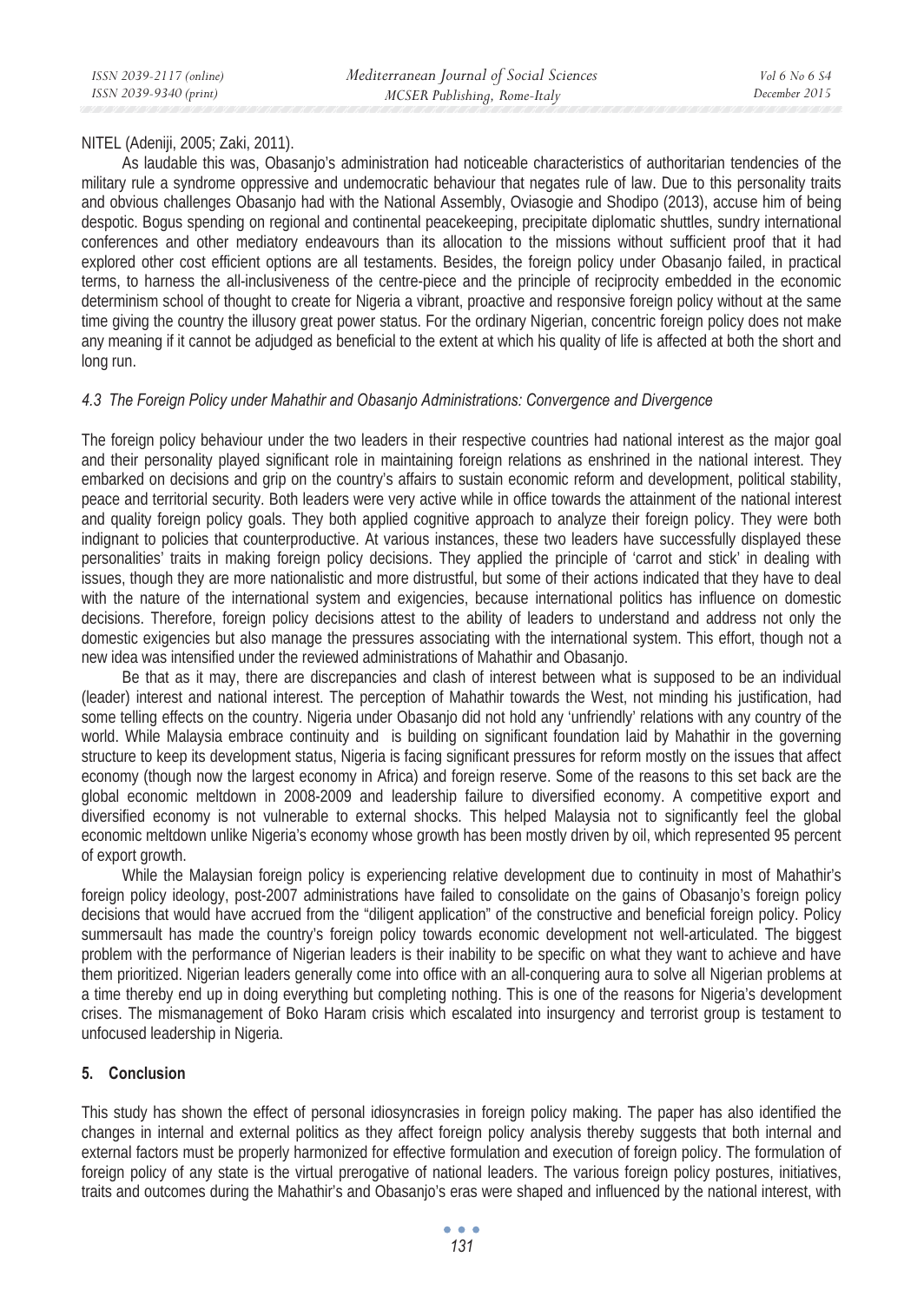NITEL (Adeniji, 2005; Zaki, 2011).

As laudable this was, Obasanjo's administration had noticeable characteristics of authoritarian tendencies of the military rule a syndrome oppressive and undemocratic behaviour that negates rule of law. Due to this personality traits and obvious challenges Obasanjo had with the National Assembly, Oviasogie and Shodipo (2013), accuse him of being despotic. Bogus spending on regional and continental peacekeeping, precipitate diplomatic shuttles, sundry international conferences and other mediatory endeavours than its allocation to the missions without sufficient proof that it had explored other cost efficient options are all testaments. Besides, the foreign policy under Obasanjo failed, in practical terms, to harness the all-inclusiveness of the centre-piece and the principle of reciprocity embedded in the economic determinism school of thought to create for Nigeria a vibrant, proactive and responsive foreign policy without at the same time giving the country the illusory great power status. For the ordinary Nigerian, concentric foreign policy does not make any meaning if it cannot be adjudged as beneficial to the extent at which his quality of life is affected at both the short and long run.

### *4.3 The Foreign Policy under Mahathir and Obasanjo Administrations: Convergence and Divergence*

The foreign policy behaviour under the two leaders in their respective countries had national interest as the major goal and their personality played significant role in maintaining foreign relations as enshrined in the national interest. They embarked on decisions and grip on the country's affairs to sustain economic reform and development, political stability, peace and territorial security. Both leaders were very active while in office towards the attainment of the national interest and quality foreign policy goals. They both applied cognitive approach to analyze their foreign policy. They were both indignant to policies that counterproductive. At various instances, these two leaders have successfully displayed these personalities' traits in making foreign policy decisions. They applied the principle of 'carrot and stick' in dealing with issues, though they are more nationalistic and more distrustful, but some of their actions indicated that they have to deal with the nature of the international system and exigencies, because international politics has influence on domestic decisions. Therefore, foreign policy decisions attest to the ability of leaders to understand and address not only the domestic exigencies but also manage the pressures associating with the international system. This effort, though not a new idea was intensified under the reviewed administrations of Mahathir and Obasanjo.

Be that as it may, there are discrepancies and clash of interest between what is supposed to be an individual (leader) interest and national interest. The perception of Mahathir towards the West, not minding his justification, had some telling effects on the country. Nigeria under Obasanjo did not hold any 'unfriendly' relations with any country of the world. While Malaysia embrace continuity and is building on significant foundation laid by Mahathir in the governing structure to keep its development status, Nigeria is facing significant pressures for reform mostly on the issues that affect economy (though now the largest economy in Africa) and foreign reserve. Some of the reasons to this set back are the global economic meltdown in 2008-2009 and leadership failure to diversified economy. A competitive export and diversified economy is not vulnerable to external shocks. This helped Malaysia not to significantly feel the global economic meltdown unlike Nigeria's economy whose growth has been mostly driven by oil, which represented 95 percent of export growth.

While the Malaysian foreign policy is experiencing relative development due to continuity in most of Mahathir's foreign policy ideology, post-2007 administrations have failed to consolidate on the gains of Obasanjo's foreign policy decisions that would have accrued from the "diligent application" of the constructive and beneficial foreign policy. Policy summersault has made the country's foreign policy towards economic development not well-articulated. The biggest problem with the performance of Nigerian leaders is their inability to be specific on what they want to achieve and have them prioritized. Nigerian leaders generally come into office with an all-conquering aura to solve all Nigerian problems at a time thereby end up in doing everything but completing nothing. This is one of the reasons for Nigeria's development crises. The mismanagement of Boko Haram crisis which escalated into insurgency and terrorist group is testament to unfocused leadership in Nigeria.

## 5. Conclusion

This study has shown the effect of personal idiosyncrasies in foreign policy making. The paper has also identified the changes in internal and external politics as they affect foreign policy analysis thereby suggests that both internal and external factors must be properly harmonized for effective formulation and execution of foreign policy. The formulation of foreign policy of any state is the virtual prerogative of national leaders. The various foreign policy postures, initiatives, traits and outcomes during the Mahathir's and Obasanjo's eras were shaped and influenced by the national interest, with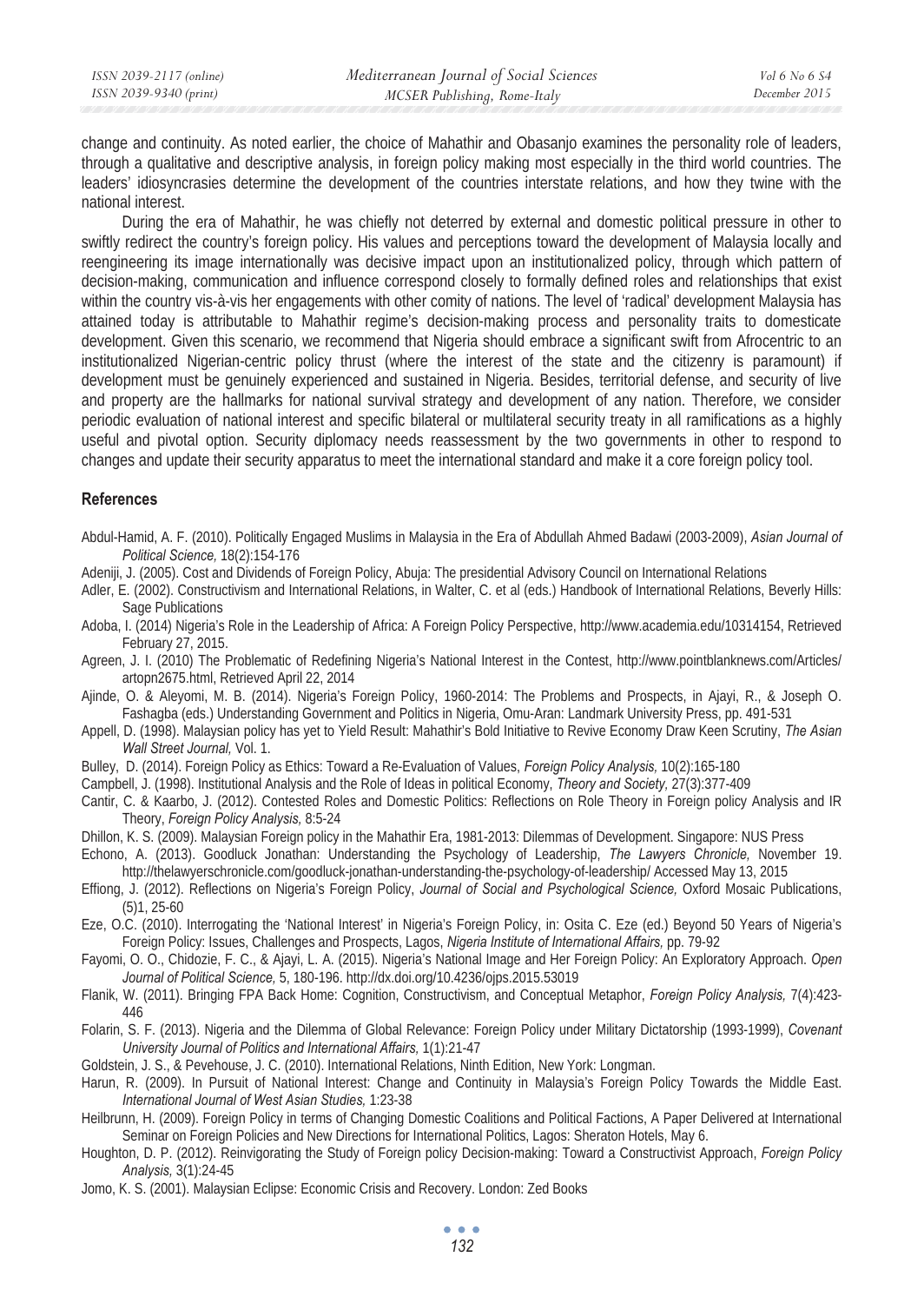change and continuity. As noted earlier, the choice of Mahathir and Obasanjo examines the personality role of leaders, through a qualitative and descriptive analysis, in foreign policy making most especially in the third world countries. The leaders' idiosyncrasies determine the development of the countries interstate relations, and how they twine with the national interest.

During the era of Mahathir, he was chiefly not deterred by external and domestic political pressure in other to swiftly redirect the country's foreign policy. His values and perceptions toward the development of Malaysia locally and reengineering its image internationally was decisive impact upon an institutionalized policy, through which pattern of decision-making, communication and influence correspond closely to formally defined roles and relationships that exist within the country vis-à-vis her engagements with other comity of nations. The level of 'radical' development Malaysia has attained today is attributable to Mahathir regime's decision-making process and personality traits to domesticate development. Given this scenario, we recommend that Nigeria should embrace a significant swift from Afrocentric to an institutionalized Nigerian-centric policy thrust (where the interest of the state and the citizenry is paramount) if development must be genuinely experienced and sustained in Nigeria. Besides, territorial defense, and security of live and property are the hallmarks for national survival strategy and development of any nation. Therefore, we consider periodic evaluation of national interest and specific bilateral or multilateral security treaty in all ramifications as a highly useful and pivotal option. Security diplomacy needs reassessment by the two governments in other to respond to changes and update their security apparatus to meet the international standard and make it a core foreign policy tool.

## References

Abdul-Hamid, A. F. (2010). Politically Engaged Muslims in Malaysia in the Era of Abdullah Ahmed Badawi (2003-2009), *Asian Journal of Political Science,* 18(2):154-176

Adeniji, J. (2005). Cost and Dividends of Foreign Policy, Abuja: The presidential Advisory Council on International Relations

Adler, E. (2002). Constructivism and International Relations, in Walter, C. et al (eds.) Handbook of International Relations, Beverly Hills: Sage Publications

Adoba, I. (2014) Nigeria's Role in the Leadership of Africa: A Foreign Policy Perspective, http://www.academia.edu/10314154, Retrieved February 27, 2015.

Agreen, J. I. (2010) The Problematic of Redefining Nigeria's National Interest in the Contest, http://www.pointblanknews.com/Articles/artopn2675.html, Retrieved April 22, 2014

Ajinde, O. & Aleyomi, M. B. (2014). Nigeria's Foreign Policy, 1960-2014: The Problems and Prospects, in Ajayi, R., & Joseph O. Fashagba (eds.) Understanding Government and Politics in Nigeria, Omu-Aran: Landmark University Press, pp. 491-531

Appell, D. (1998). Malaysian policy has yet to Yield Result: Mahathir's Bold Initiative to Revive Economy Draw Keen Scrutiny, *The Asian Wall Street Journal,* Vol. 1.

Bulley, D. (2014). Foreign Policy as Ethics: Toward a Re-Evaluation of Values, *Foreign Policy Analysis,* 10(2):165-180

Campbell, J. (1998). Institutional Analysis and the Role of Ideas in political Economy, *Theory and Society,* 27(3):377-409

Cantir, C. & Kaarbo, J. (2012). Contested Roles and Domestic Politics: Reflections on Role Theory in Foreign policy Analysis and IR Theory, *Foreign Policy Analysis,* 8:5-24

Dhillon, K. S. (2009). Malaysian Foreign policy in the Mahathir Era, 1981-2013: Dilemmas of Development. Singapore: NUS Press

Echono, A. (2013). Goodluck Jonathan: Understanding the Psychology of Leadership, *The Lawyers Chronicle,* November 19. http://thelawyerschronicle.com/goodluck-jonathan-understanding-the-psychology-of-leadership/ Accessed May 13, 2015

Effiong, J. (2012). Reflections on Nigeria's Foreign Policy, *Journal of Social and Psychological Science,* Oxford Mosaic Publications, (5)1, 25-60

Eze, O.C. (2010). Interrogating the 'National Interest' in Nigeria's Foreign Policy, in: Osita C. Eze (ed.) Beyond 50 Years of Nigeria's Foreign Policy: Issues, Challenges and Prospects, Lagos, *Nigeria Institute of International Affairs,* pp. 79-92

Fayomi, O. O., Chidozie, F. C., & Ajayi, L. A. (2015). Nigeria's National Image and Her Foreign Policy: An Exploratory Approach. *Open Journal of Political Science,* 5, 180-196. http://dx.doi.org/10.4236/ojps.2015.53019

Flanik, W. (2011). Bringing FPA Back Home: Cognition, Constructivism, and Conceptual Metaphor, *Foreign Policy Analysis,* 7(4):423-446

Folarin, S. F. (2013). Nigeria and the Dilemma of Global Relevance: Foreign Policy under Military Dictatorship (1993-1999), *Covenant University Journal of Politics and International Affairs,* 1(1):21-47

Goldstein, J. S., & Pevehouse, J. C. (2010). International Relations, Ninth Edition, New York: Longman.

Harun, R. (2009). In Pursuit of National Interest: Change and Continuity in Malaysia's Foreign Policy Towards the Middle East. *International Journal of West Asian Studies,* 1:23-38

Heilbrunn, H. (2009). Foreign Policy in terms of Changing Domestic Coalitions and Political Factions, A Paper Delivered at International Seminar on Foreign Policies and New Directions for International Politics, Lagos: Sheraton Hotels, May 6.

Houghton, D. P. (2012). Reinvigorating the Study of Foreign policy Decision-making: Toward a Constructivist Approach, *Foreign Policy Analysis,* 3(1):24-45

Jomo, K. S. (2001). Malaysian Eclipse: Economic Crisis and Recovery. London: Zed Books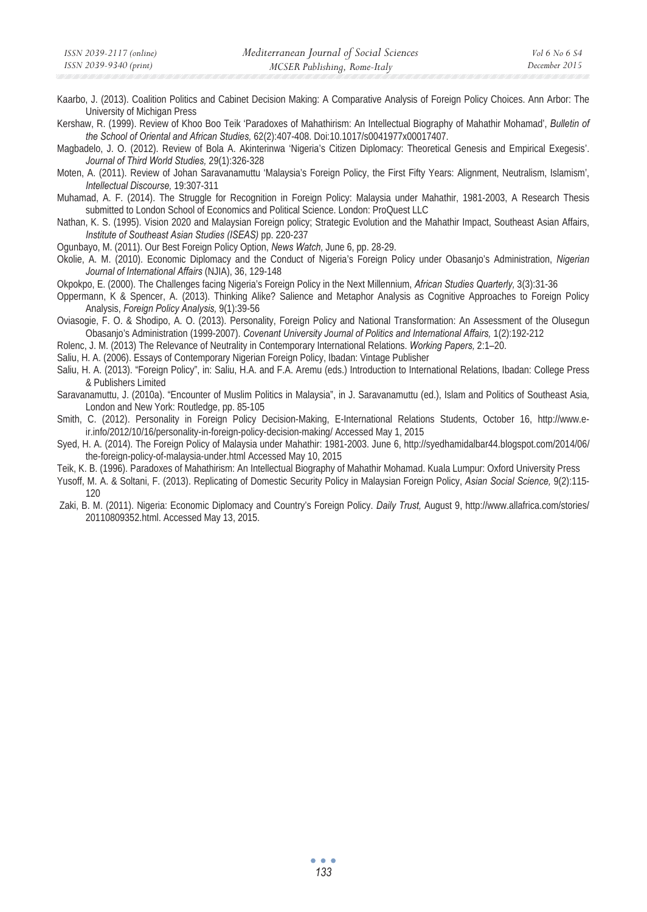Kaarbo, J. (2013). Coalition Politics and Cabinet Decision Making: A Comparative Analysis of Foreign Policy Choices. Ann Arbor: The University of Michigan Press

Kershaw, R. (1999). Review of Khoo Boo Teik 'Paradoxes of Mahathirism: An Intellectual Biography of Mahathir Mohamad', *Bulletin of the School of Oriental and African Studies,* 62(2):407-408. Doi:10.1017/s0041977x00017407.

Magbadelo, J. O. (2012). Review of Bola A. Akinterinwa 'Nigeria's Citizen Diplomacy: Theoretical Genesis and Empirical Exegesis'. *Journal of Third World Studies,* 29(1):326-328

Moten, A. (2011). Review of Johan Saravanamuttu 'Malaysia's Foreign Policy, the First Fifty Years: Alignment, Neutralism, Islamism', *Intellectual Discourse,* 19:307-311

Muhamad, A. F. (2014). The Struggle for Recognition in Foreign Policy: Malaysia under Mahathir, 1981-2003, A Research Thesis submitted to London School of Economics and Political Science. London: ProQuest LLC

Nathan, K. S. (1995). Vision 2020 and Malaysian Foreign policy; Strategic Evolution and the Mahathir Impact, Southeast Asian Affairs, *Institute of Southeast Asian Studies (ISEAS)* pp. 220-237

Ogunbayo, M. (2011). Our Best Foreign Policy Option, *News Watch,* June 6, pp. 28-29.

Okolie, A. M. (2010). Economic Diplomacy and the Conduct of Nigeria's Foreign Policy under Obasanjo's Administration, *Nigerian Journal of International Affairs* (NJIA), 36, 129-148

Okpokpo, E. (2000). The Challenges facing Nigeria's Foreign Policy in the Next Millennium, *African Studies Quarterly,* 3(3):31-36

Oppermann, K & Spencer, A. (2013). Thinking Alike? Salience and Metaphor Analysis as Cognitive Approaches to Foreign Policy Analysis, *Foreign Policy Analysis,* 9(1):39-56

Oviasogie, F. O. & Shodipo, A. O. (2013). Personality, Foreign Policy and National Transformation: An Assessment of the Olusegun Obasanjo's Administration (1999-2007). *Covenant University Journal of Politics and International Affairs,* 1(2):192-212

Rolenc, J. M. (2013) The Relevance of Neutrality in Contemporary International Relations. *Working Papers,* 2:1–20.

Saliu, H. A. (2006). Essays of Contemporary Nigerian Foreign Policy, Ibadan: Vintage Publisher

Saliu, H. A. (2013). "Foreign Policy", in: Saliu, H.A. and F.A. Aremu (eds.) Introduction to International Relations, Ibadan: College Press & Publishers Limited

Saravanamuttu, J. (2010a). "Encounter of Muslim Politics in Malaysia", in J. Saravanamuttu (ed.), Islam and Politics of Southeast Asia, London and New York: Routledge, pp. 85-105

Smith, C. (2012). Personality in Foreign Policy Decision-Making, E-International Relations Students, October 16, http://www.e-ir.info/2012/10/16/personality-in-foreign-policy-decision-making/ Accessed May 1, 2015

Syed, H. A. (2014). The Foreign Policy of Malaysia under Mahathir: 1981-2003. June 6, http://syedhamidalbar44.blogspot.com/2014/06/the-foreign-policy-of-malaysia-under.html Accessed May 10, 2015

Teik, K. B. (1996). Paradoxes of Mahathirism: An Intellectual Biography of Mahathir Mohamad. Kuala Lumpur: Oxford University Press

Yusoff, M. A. & Soltani, F. (2013). Replicating of Domestic Security Policy in Malaysian Foreign Policy, *Asian Social Science,* 9(2):115-120

Zaki, B. M. (2011). Nigeria: Economic Diplomacy and Country's Foreign Policy. *Daily Trust,* August 9, http://www.allafrica.com/stories/20110809352.html. Accessed May 13, 2015.